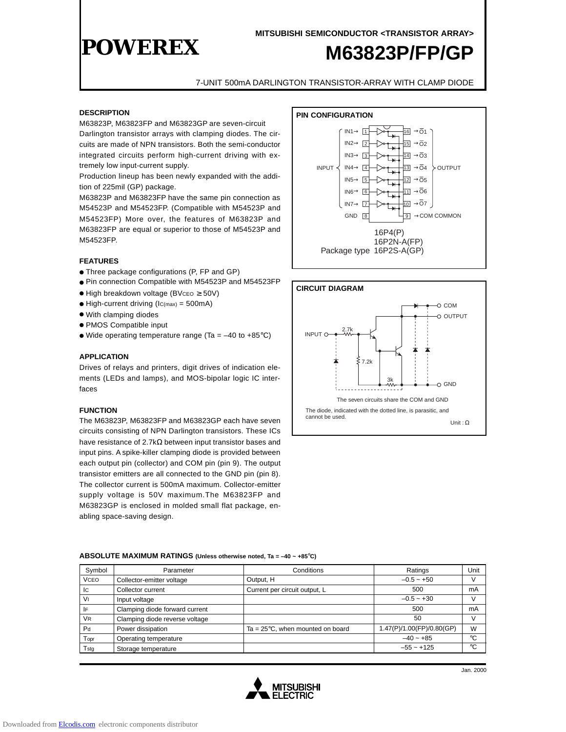POWEREX

MITSUBISHI SEMICONDUCTOR <TRANSISTOR ARRAY>

# M63823P/FP/GP

7-UNIT 500mA DARLINGTON TRANSISTOR-ARRAY WITH CLAMP DIODE

## DESCRIPTION

M63823P, M63823FP and M63823GP are seven-circuit Darlington transistor arrays with clamping diodes. The circuits are made of NPN transistors. Both the semi-conductor integrated circuits perform high-current driving with extremely low input-current supply.

Production lineup has been newly expanded with the addition of 225mil (GP) package.

M63823P and M63823FP have the same pin connection as M54523P and M54523FP. (Compatible with M54523P and M54523FP) More over, the features of M63823P and M63823FP are equal or superior to those of M54523P and M54523FP.

## FEATURES

- Three package configurations (P, FP and GP)
- Pin connection Compatible with M54523P and M54523FP
- High breakdown voltage ($BV_{CEO} \geq 50V$)
- High-current driving ($I_{C(max)}$ = 500mA)
- With clamping diodes
- PMOS Compatible input
- Wide operating temperature range (Ta = –40 to +85°C)

## APPLICATION

Drives of relays and printers, digit drives of indication elements (LEDs and lamps), and MOS-bipolar logic IC interfaces

## FUNCTION

The M63823P, M63823FP and M63823GP each have seven circuits consisting of NPN Darlington transistors. These ICs have resistance of 2.7kΩ between input transistor bases and input pins. A spike-killer clamping diode is provided between each output pin (collector) and COM pin (pin 9). The output transistor emitters are all connected to the GND pin (pin 8). The collector current is 500mA maximum. Collector-emitter supply voltage is 50V maximum.The M63823FP and M63823GP is enclosed in molded small flat package, enabling space-saving design.

## PIN CONFIGURATION

INPUT: IN1→ 1, IN2→ 2, IN3→ 3, IN4→ 4, IN5→ 5, IN6→ 6, IN7→ 7, GND 8

OUTPUT: 16 →Ō1, 15 →Ō2, 14 →Ō3, 13 →Ō4, 12 →Ō5, 11 →Ō6, 10 →Ō7, 9 →COM COMMON

Package type 16P4(P) / 16P2N-A(FP) / 16P2S-A(GP)

## CIRCUIT DIAGRAM

INPUT, 2.7k, 7.2k, 3k, COM, OUTPUT, GND

The seven circuits share the COM and GND

The diode, indicated with the dotted line, is parasitic, and cannot be used.

Unit : Ω

## ABSOLUTE MAXIMUM RATINGS (Unless otherwise noted, Ta = –40 ~ +85°C)

| Symbol | Parameter | Conditions | Ratings | Unit |
|---|---|---|---|---|
| $V_{CEO}$ | Collector-emitter voltage | Output, H | –0.5 ~ +50 | V |
| $I_C$ | Collector current | Current per circuit output, L | 500 | mA |
| $V_I$ | Input voltage | | –0.5 ~ +30 | V |
| $I_F$ | Clamping diode forward current | | 500 | mA |
| $V_R$ | Clamping diode reverse voltage | | 50 | V |
| $P_d$ | Power dissipation | Ta = 25°C, when mounted on board | 1.47(P)/1.00(FP)/0.80(GP) | W |
| $T_{opr}$ | Operating temperature | | –40 ~ +85 | °C |
| $T_{stg}$ | Storage temperature | | –55 ~ +125 | °C |

Jan. 2000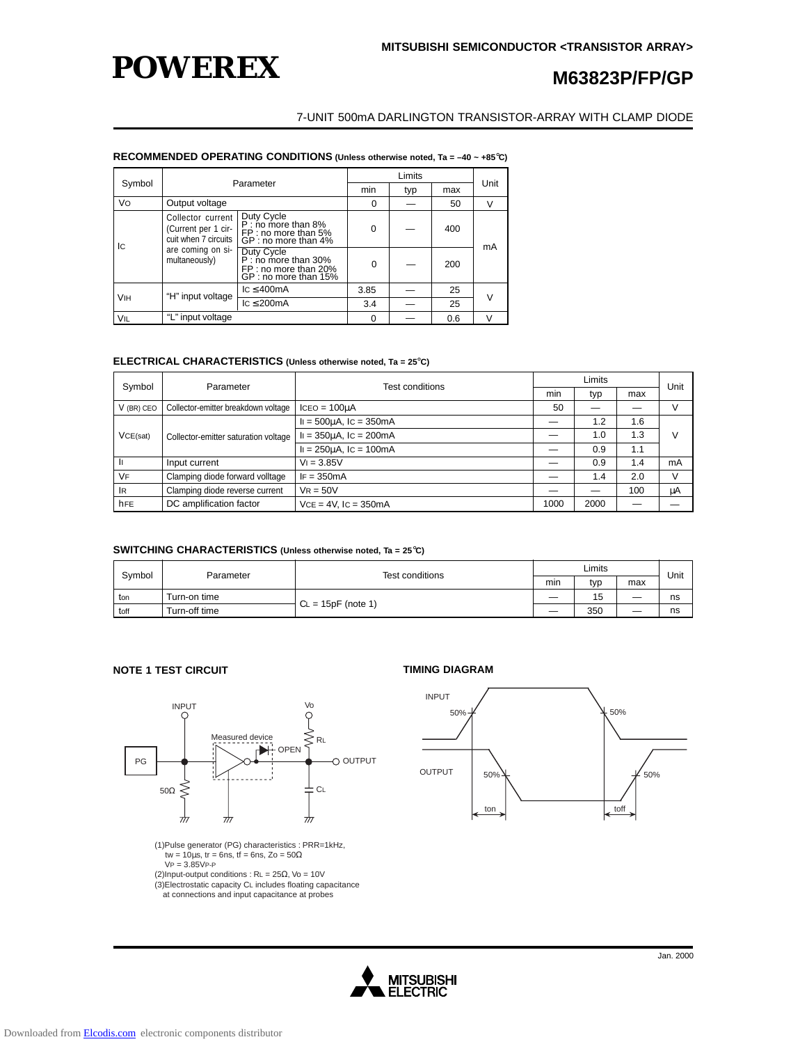## M63823P/FP/GP

7-UNIT 500mA DARLINGTON TRANSISTOR-ARRAY WITH CLAMP DIODE

### RECOMMENDED OPERATING CONDITIONS (Unless otherwise noted, Ta = –40 ~ +85°C)

| Symbol | Parameter | | Limits min | Limits typ | Limits max | Unit |
|---|---|---|---|---|---|---|
| $V_O$ | Output voltage | | 0 | — | 50 | V |
| $I_C$ | Collector current (Current per 1 circuit when 7 circuits are coming on simultaneously) | Duty Cycle P : no more than 8% FP : no more than 5% GP : no more than 4% | 0 | — | 400 | mA |
| | | Duty Cycle P : no more than 30% FP : no more than 20% GP : no more than 15% | 0 | — | 200 | |
| $V_{IH}$ | "H" input voltage | $I_C \leq 400mA$ | 3.85 | — | 25 | V |
| | | $I_C \leq 200mA$ | 3.4 | — | 25 | |
| $V_{IL}$ | "L" input voltage | | 0 | — | 0.6 | V |

### ELECTRICAL CHARACTERISTICS (Unless otherwise noted, Ta = 25°C)

| Symbol | Parameter | Test conditions | Limits min | Limits typ | Limits max | Unit |
|---|---|---|---|---|---|---|
| $V_{(BR)CEO}$ | Collector-emitter breakdown voltage | $I_{CEO} = 100\mu A$ | 50 | — | — | V |
| $V_{CE(sat)}$ | Collector-emitter saturation voltage | $I_I = 500\mu A$, $I_C = 350mA$ | — | 1.2 | 1.6 | V |
| | | $I_I = 350\mu A$, $I_C = 200mA$ | — | 1.0 | 1.3 | |
| | | $I_I = 250\mu A$, $I_C = 100mA$ | — | 0.9 | 1.1 | |
| $I_I$ | Input current | $V_I = 3.85V$ | — | 0.9 | 1.4 | mA |
| $V_F$ | Clamping diode forward volltage | $I_F = 350mA$ | — | 1.4 | 2.0 | V |
| $I_R$ | Clamping diode reverse current | $V_R = 50V$ | — | — | 100 | µA |
| $h_{FE}$ | DC amplification factor | $V_{CE} = 4V$, $I_C = 350mA$ | 1000 | 2000 | — | — |

### SWITCHING CHARACTERISTICS (Unless otherwise noted, Ta = 25°C)

| Symbol | Parameter | Test conditions | Limits min | Limits typ | Limits max | Unit |
|---|---|---|---|---|---|---|
| $t_{on}$ | Turn-on time | $C_L = 15pF$ (note 1) | — | 15 | — | ns |
| $t_{off}$ | Turn-off time | | — | 350 | — | ns |

### NOTE 1 TEST CIRCUIT

INPUT, Vo, Measured device, OPEN, $R_L$, OUTPUT, PG, 50Ω, $C_L$

(1)Pulse generator (PG) characteristics : PRR=1kHz, $t_w = 10\mu s$, $t_r = 6ns$, $t_f = 6ns$, $Z_o = 50\Omega$, $V_P = 3.85V_{P-P}$

(2)Input-output conditions : $R_L = 25\Omega$, $V_o = 10V$

(3)Electrostatic capacity $C_L$ includes floating capacitance at connections and input capacitance at probes

### TIMING DIAGRAM

INPUT 50% 50%

OUTPUT 50% 50%

$t_{on}$ $t_{off}$

Jan. 2000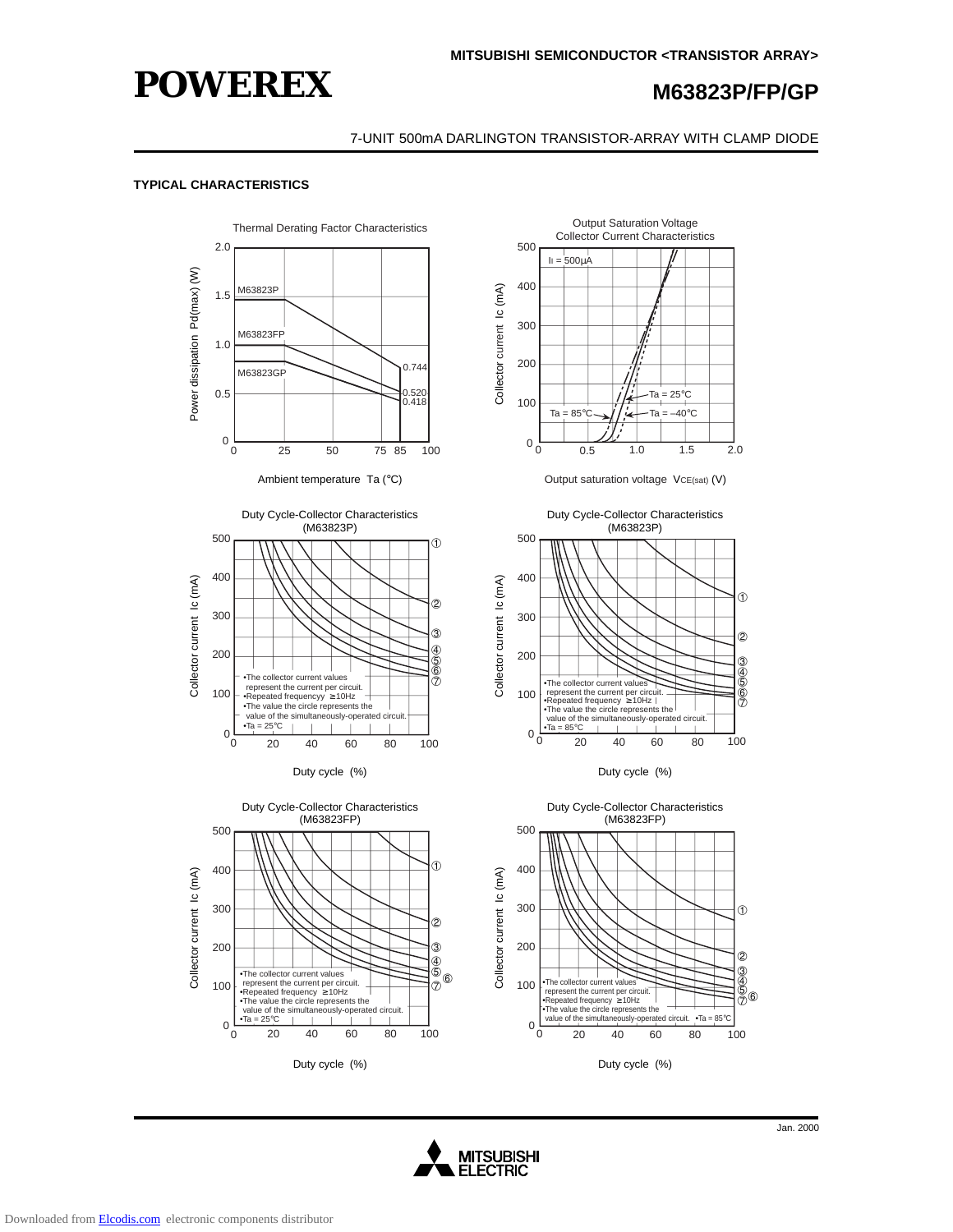## TYPICAL CHARACTERISTICS

Thermal Derating Factor Characteristics

Power dissipation Pd(max) (W)

M63823P, M63823FP, M63823GP

0.744, 0.520, 0.418

Ambient temperature Ta (°C)

Output Saturation Voltage Collector Current Characteristics

$I_I$ = 500µA

Ta = 25°C, Ta = 85°C, Ta = –40°C

Collector current Ic (mA)

Output saturation voltage $V_{CE(sat)}$ (V)

Duty Cycle-Collector Characteristics (M63823P)

Collector current Ic (mA)

- The collector current values represent the current per circuit.
- Repeated frequencyy ≥10Hz
- The value the circle represents the value of the simultaneously-operated circuit.
- Ta = 25°C

Duty cycle (%)

Duty Cycle-Collector Characteristics (M63823P)

Collector current Ic (mA)

- The collector current values represent the current per circuit.
- Repeated frequency ≥10Hz
- The value the circle represents the value of the simultaneously-operated circuit.
- Ta = 85°C

Duty cycle (%)

Duty Cycle-Collector Characteristics (M63823FP)

Collector current Ic (mA)

- The collector current values represent the current per circuit.
- Repeated frequency ≥10Hz
- The value the circle represents the value of the simultaneously-operated circuit.
- Ta = 25°C

Duty cycle (%)

Duty Cycle-Collector Characteristics (M63823FP)

Collector current Ic (mA)

- The collector current values represent the current per circuit.
- Repeated frequency ≥10Hz
- The value the circle represents the value of the simultaneously-operated circuit.
- Ta = 85°C

Duty cycle (%)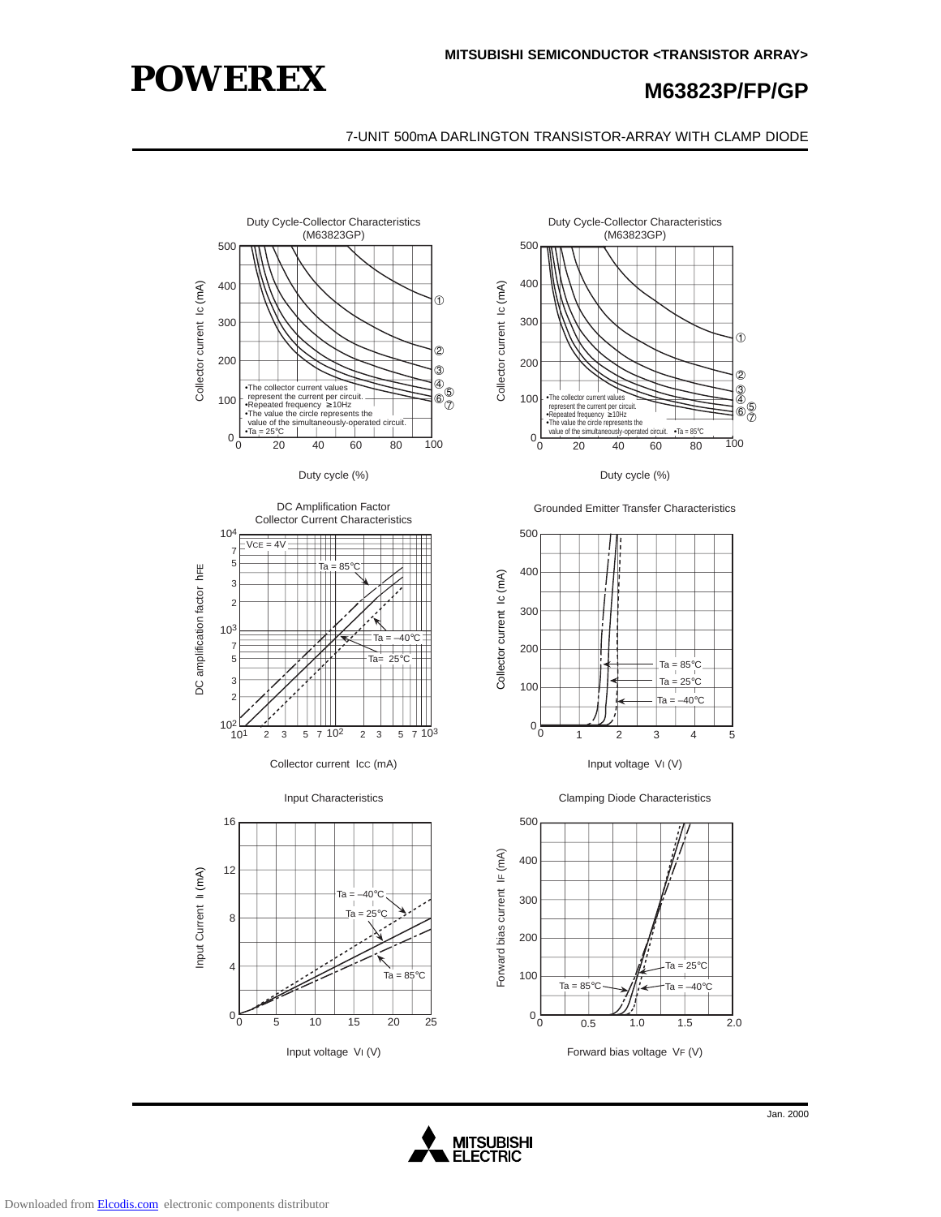# M63823P/FP/GP

7-UNIT 500mA DARLINGTON TRANSISTOR-ARRAY WITH CLAMP DIODE

### Duty Cycle-Collector Characteristics (M63823GP)

Collector current Ic (mA)

500
400
300
200
100
0

0 20 40 60 80 100

Duty cycle (%)

① ② ③ ④ ⑤ ⑥ ⑦

•The collector current values represent the current per circuit.
•Repeated frequency ≥10Hz
•The value the circle represents the value of the simultaneously-operated circuit.
•Ta = 25°C

### Duty Cycle-Collector Characteristics (M63823GP)

Collector current Ic (mA)

500
400
300
200
100
0

0 20 40 60 80 100

Duty cycle (%)

① ② ③ ④ ⑤ ⑥ ⑦

•The collector current values represent the current per circuit.
•Repeated frequency ≥10Hz
•The value the circle represents the value of the simultaneously-operated circuit.
•Ta = 85°C

### DC Amplification Factor Collector Current Characteristics

DC amplification factor $h_{FE}$

$10^4$ 7 5 3 2 $10^3$ 7 5 3 2 $10^2$

$V_{CE}$ = 4V

Ta = 85°C

Ta = –40°C

Ta= 25°C

$10^1$ 2 3 5 7 $10^2$ 2 3 5 7 $10^3$

Collector current $I_{CC}$ (mA)

### Grounded Emitter Transfer Characteristics

Collector current Ic (mA)

500
400
300
200
100
0

0 1 2 3 4 5

Ta = 85°C
Ta = 25°C
Ta = –40°C

Input voltage $V_I$ (V)

### Input Characteristics

Input Current $I_I$ (mA)

16
12
8
4
0

0 5 10 15 20 25

Ta = –40°C
Ta = 25°C
Ta = 85°C

Input voltage $V_I$ (V)

### Clamping Diode Characteristics

Forward bias current $I_F$ (mA)

500
400
300
200
100
0

0 0.5 1.0 1.5 2.0

Ta = 25°C
Ta = 85°C
Ta = –40°C

Forward bias voltage $V_F$ (V)

Jan. 2000